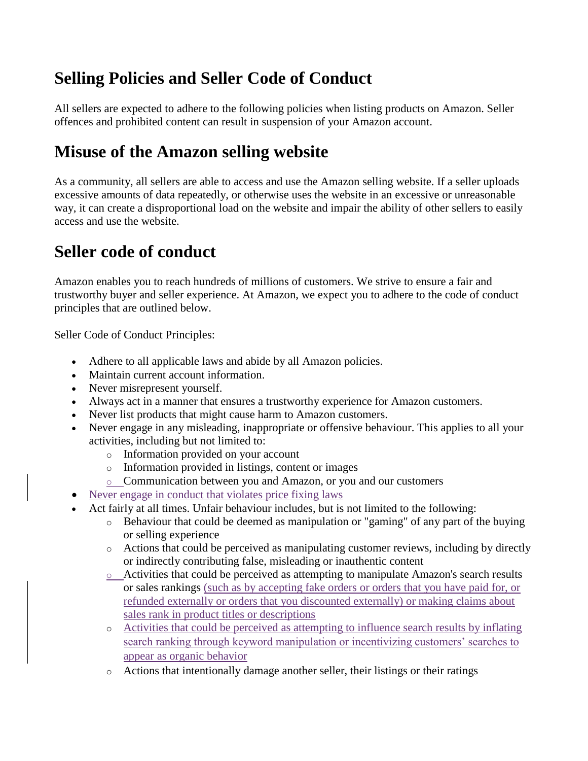# Selling Policies and Seller Code of Conduct

All sellers are expected to adhere to the following policies when listing products on Amazon. Seller offences and prohibited content can result in suspension of your Amazon account.

# Misuse of the Amazon selling website

As a community, all sellers are able to access and use the Amazon selling website. If a seller uploads excessive amounts of data repeatedly, or otherwise uses the website in an excessive or unreasonable way, it can create a disproportional load on the website and impair the ability of other sellers to easily access and use the website.

# Seller code of conduct

Amazon enables you to reach hundreds of millions of customers. We strive to ensure a fair and trustworthy buyer and seller experience. At Amazon, we expect you to adhere to the code of conduct principles that are outlined below.

Seller Code of Conduct Principles:

- Adhere to all applicable laws and abide by all Amazon policies.
- Maintain current account information.
- Never misrepresent yourself.
- Always act in a manner that ensures a trustworthy experience for Amazon customers.
- Never list products that might cause harm to Amazon customers.
- Never engage in any misleading, inappropriate or offensive behaviour. This applies to all your activities, including but not limited to:
  - Information provided on your account
  - Information provided in listings, content or images
  - Communication between you and Amazon, or you and our customers
- Never engage in conduct that violates price fixing laws
- Act fairly at all times. Unfair behaviour includes, but is not limited to the following:
  - Behaviour that could be deemed as manipulation or "gaming" of any part of the buying or selling experience
  - Actions that could be perceived as manipulating customer reviews, including by directly or indirectly contributing false, misleading or inauthentic content
  - Activities that could be perceived as attempting to manipulate Amazon's search results or sales rankings (such as by accepting fake orders or orders that you have paid for, or refunded externally or orders that you discounted externally) or making claims about sales rank in product titles or descriptions
  - Activities that could be perceived as attempting to influence search results by inflating search ranking through keyword manipulation or incentivizing customers' searches to appear as organic behavior
  - Actions that intentionally damage another seller, their listings or their ratings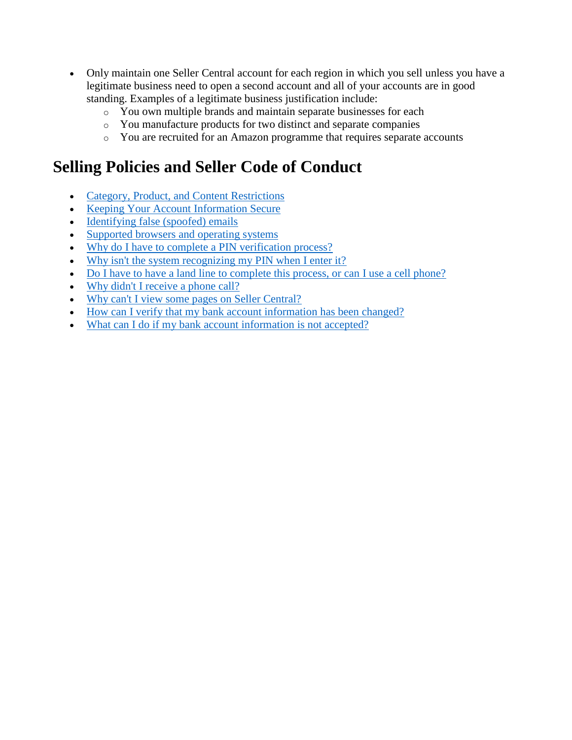- Only maintain one Seller Central account for each region in which you sell unless you have a legitimate business need to open a second account and all of your accounts are in good standing. Examples of a legitimate business justification include:
    - You own multiple brands and maintain separate businesses for each
    - You manufacture products for two distinct and separate companies
    - You are recruited for an Amazon programme that requires separate accounts

## Selling Policies and Seller Code of Conduct

- Category, Product, and Content Restrictions
- Keeping Your Account Information Secure
- Identifying false (spoofed) emails
- Supported browsers and operating systems
- Why do I have to complete a PIN verification process?
- Why isn't the system recognizing my PIN when I enter it?
- Do I have to have a land line to complete this process, or can I use a cell phone?
- Why didn't I receive a phone call?
- Why can't I view some pages on Seller Central?
- How can I verify that my bank account information has been changed?
- What can I do if my bank account information is not accepted?